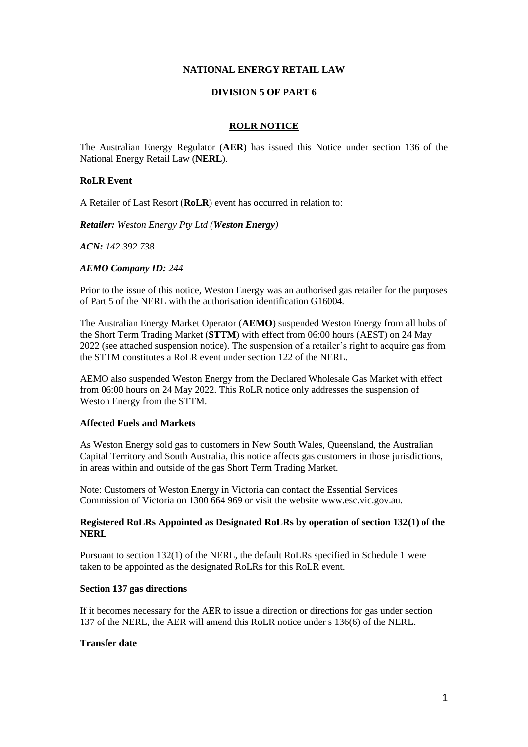**NATIONAL ENERGY RETAIL LAW**

**DIVISION 5 OF PART 6**

**ROLR NOTICE**

The Australian Energy Regulator (**AER**) has issued this Notice under section 136 of the National Energy Retail Law (**NERL**).

**RoLR Event**

A Retailer of Last Resort (**RoLR**) event has occurred in relation to:

***Retailer:*** *Weston Energy Pty Ltd (**Weston Energy**)*

***ACN:*** *142 392 738*

***AEMO Company ID:*** *244*

Prior to the issue of this notice, Weston Energy was an authorised gas retailer for the purposes of Part 5 of the NERL with the authorisation identification G16004.

The Australian Energy Market Operator (**AEMO**) suspended Weston Energy from all hubs of the Short Term Trading Market (**STTM**) with effect from 06:00 hours (AEST) on 24 May 2022 (see attached suspension notice). The suspension of a retailer's right to acquire gas from the STTM constitutes a RoLR event under section 122 of the NERL.

AEMO also suspended Weston Energy from the Declared Wholesale Gas Market with effect from 06:00 hours on 24 May 2022. This RoLR notice only addresses the suspension of Weston Energy from the STTM.

**Affected Fuels and Markets**

As Weston Energy sold gas to customers in New South Wales, Queensland, the Australian Capital Territory and South Australia, this notice affects gas customers in those jurisdictions, in areas within and outside of the gas Short Term Trading Market.

Note: Customers of Weston Energy in Victoria can contact the Essential Services Commission of Victoria on 1300 664 969 or visit the website www.esc.vic.gov.au.

**Registered RoLRs Appointed as Designated RoLRs by operation of section 132(1) of the NERL**

Pursuant to section 132(1) of the NERL, the default RoLRs specified in Schedule 1 were taken to be appointed as the designated RoLRs for this RoLR event.

**Section 137 gas directions**

If it becomes necessary for the AER to issue a direction or directions for gas under section 137 of the NERL, the AER will amend this RoLR notice under s 136(6) of the NERL.

**Transfer date**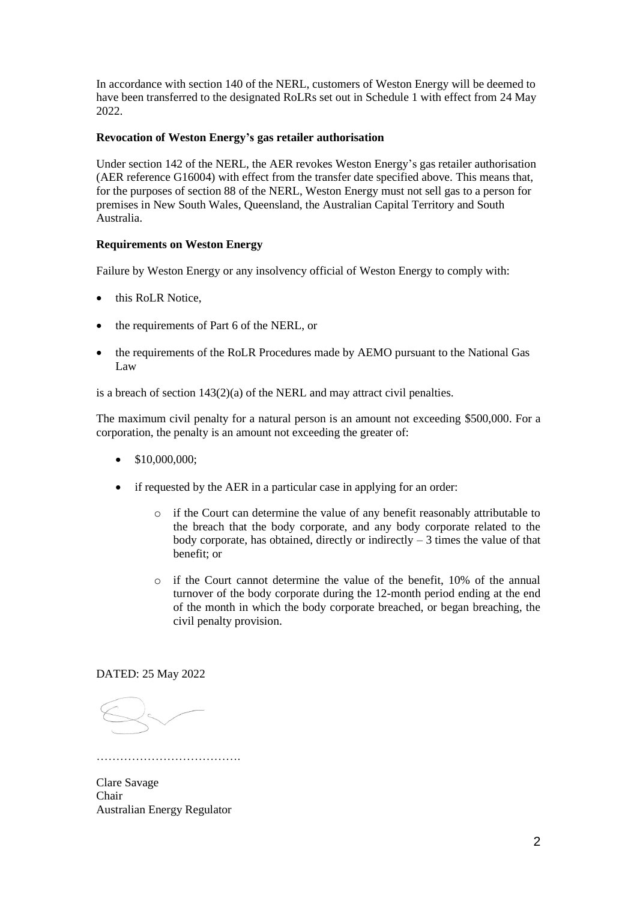In accordance with section 140 of the NERL, customers of Weston Energy will be deemed to have been transferred to the designated RoLRs set out in Schedule 1 with effect from 24 May 2022.

**Revocation of Weston Energy's gas retailer authorisation**

Under section 142 of the NERL, the AER revokes Weston Energy's gas retailer authorisation (AER reference G16004) with effect from the transfer date specified above. This means that, for the purposes of section 88 of the NERL, Weston Energy must not sell gas to a person for premises in New South Wales, Queensland, the Australian Capital Territory and South Australia.

**Requirements on Weston Energy**

Failure by Weston Energy or any insolvency official of Weston Energy to comply with:

- this RoLR Notice,
- the requirements of Part 6 of the NERL, or
- the requirements of the RoLR Procedures made by AEMO pursuant to the National Gas Law

is a breach of section 143(2)(a) of the NERL and may attract civil penalties.

The maximum civil penalty for a natural person is an amount not exceeding $500,000. For a corporation, the penalty is an amount not exceeding the greater of:

- $10,000,000;
- if requested by the AER in a particular case in applying for an order:
  - if the Court can determine the value of any benefit reasonably attributable to the breach that the body corporate, and any body corporate related to the body corporate, has obtained, directly or indirectly – 3 times the value of that benefit; or
  - if the Court cannot determine the value of the benefit, 10% of the annual turnover of the body corporate during the 12-month period ending at the end of the month in which the body corporate breached, or began breaching, the civil penalty provision.

DATED: 25 May 2022

……………………………….

Clare Savage
Chair
Australian Energy Regulator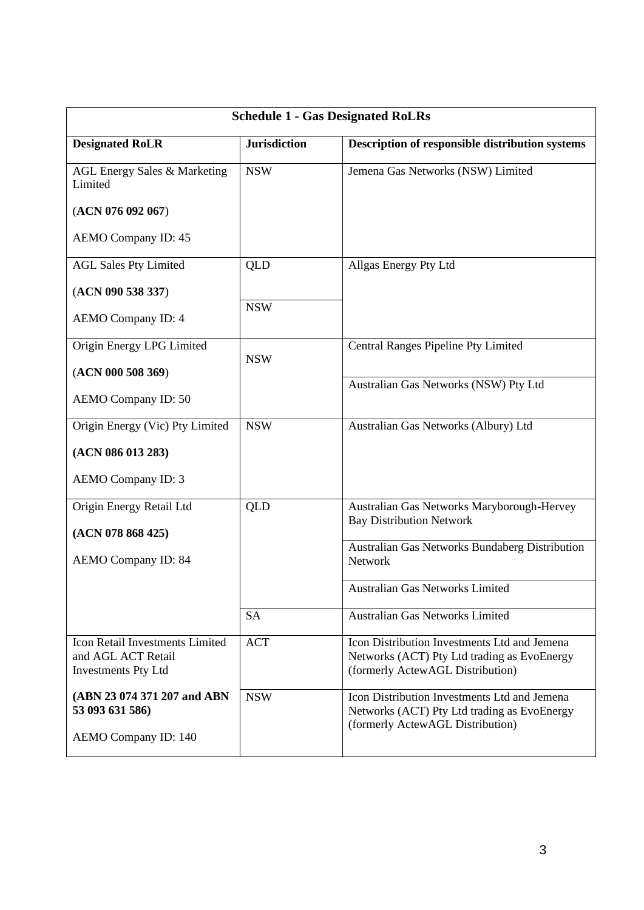| Schedule 1 - Gas Designated RoLRs | | |
|---|---|---|
| **Designated RoLR** | **Jurisdiction** | **Description of responsible distribution systems** |
| AGL Energy Sales & Marketing Limited (**ACN 076 092 067**) AEMO Company ID: 45 | NSW | Jemena Gas Networks (NSW) Limited |
| AGL Sales Pty Limited (**ACN 090 538 337**) AEMO Company ID: 4 | QLD | Allgas Energy Pty Ltd |
| | NSW | |
| Origin Energy LPG Limited (**ACN 000 508 369**) AEMO Company ID: 50 | NSW | Central Ranges Pipeline Pty Limited |
| | | Australian Gas Networks (NSW) Pty Ltd |
| Origin Energy (Vic) Pty Limited **(ACN 086 013 283)** AEMO Company ID: 3 | NSW | Australian Gas Networks (Albury) Ltd |
| Origin Energy Retail Ltd **(ACN 078 868 425)** AEMO Company ID: 84 | QLD | Australian Gas Networks Maryborough-Hervey Bay Distribution Network |
| | | Australian Gas Networks Bundaberg Distribution Network |
| | | Australian Gas Networks Limited |
| | SA | Australian Gas Networks Limited |
| Icon Retail Investments Limited and AGL ACT Retail Investments Pty Ltd **(ABN 23 074 371 207 and ABN 53 093 631 586)** AEMO Company ID: 140 | ACT | Icon Distribution Investments Ltd and Jemena Networks (ACT) Pty Ltd trading as EvoEnergy (formerly ActewAGL Distribution) |
| | NSW | Icon Distribution Investments Ltd and Jemena Networks (ACT) Pty Ltd trading as EvoEnergy (formerly ActewAGL Distribution) |